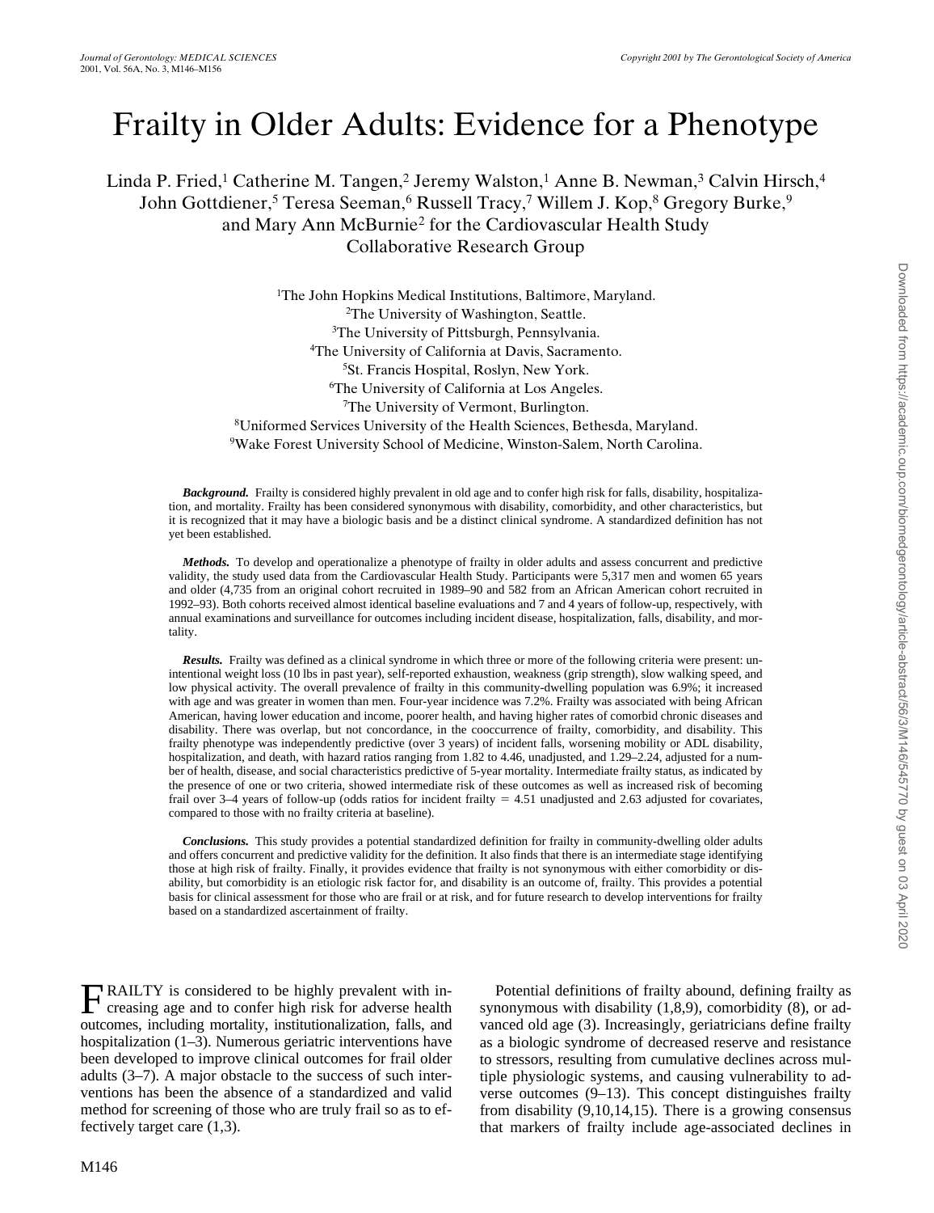# Frailty in Older Adults: Evidence for a Phenotype

Linda P. Fried,[1] Catherine M. Tangen,[2] Jeremy Walston,[1] Anne B. Newman,[3] Calvin Hirsch,[4] John Gottdiener,[5] Teresa Seeman,[6] Russell Tracy,[7] Willem J. Kop,[8] Gregory Burke,[9] and Mary Ann McBurnie[2] for the Cardiovascular Health Study Collaborative Research Group

[1]The John Hopkins Medical Institutions, Baltimore, Maryland.
[2]The University of Washington, Seattle.
[3]The University of Pittsburgh, Pennsylvania.
[4]The University of California at Davis, Sacramento.
[5]St. Francis Hospital, Roslyn, New York.
[6]The University of California at Los Angeles.
[7]The University of Vermont, Burlington.
[8]Uniformed Services University of the Health Sciences, Bethesda, Maryland.
[9]Wake Forest University School of Medicine, Winston-Salem, North Carolina.

***Background.*** Frailty is considered highly prevalent in old age and to confer high risk for falls, disability, hospitalization, and mortality. Frailty has been considered synonymous with disability, comorbidity, and other characteristics, but it is recognized that it may have a biologic basis and be a distinct clinical syndrome. A standardized definition has not yet been established.

***Methods.*** To develop and operationalize a phenotype of frailty in older adults and assess concurrent and predictive validity, the study used data from the Cardiovascular Health Study. Participants were 5,317 men and women 65 years and older (4,735 from an original cohort recruited in 1989–90 and 582 from an African American cohort recruited in 1992–93). Both cohorts received almost identical baseline evaluations and 7 and 4 years of follow-up, respectively, with annual examinations and surveillance for outcomes including incident disease, hospitalization, falls, disability, and mortality.

***Results.*** Frailty was defined as a clinical syndrome in which three or more of the following criteria were present: unintentional weight loss (10 lbs in past year), self-reported exhaustion, weakness (grip strength), slow walking speed, and low physical activity. The overall prevalence of frailty in this community-dwelling population was 6.9%; it increased with age and was greater in women than men. Four-year incidence was 7.2%. Frailty was associated with being African American, having lower education and income, poorer health, and having higher rates of comorbid chronic diseases and disability. There was overlap, but not concordance, in the cooccurrence of frailty, comorbidity, and disability. This frailty phenotype was independently predictive (over 3 years) of incident falls, worsening mobility or ADL disability, hospitalization, and death, with hazard ratios ranging from 1.82 to 4.46, unadjusted, and 1.29–2.24, adjusted for a number of health, disease, and social characteristics predictive of 5-year mortality. Intermediate frailty status, as indicated by the presence of one or two criteria, showed intermediate risk of these outcomes as well as increased risk of becoming frail over 3–4 years of follow-up (odds ratios for incident frailty = 4.51 unadjusted and 2.63 adjusted for covariates, compared to those with no frailty criteria at baseline).

***Conclusions.*** This study provides a potential standardized definition for frailty in community-dwelling older adults and offers concurrent and predictive validity for the definition. It also finds that there is an intermediate stage identifying those at high risk of frailty. Finally, it provides evidence that frailty is not synonymous with either comorbidity or disability, but comorbidity is an etiologic risk factor for, and disability is an outcome of, frailty. This provides a potential basis for clinical assessment for those who are frail or at risk, and for future research to develop interventions for frailty based on a standardized ascertainment of frailty.

FRAILTY is considered to be highly prevalent with increasing age and to confer high risk for adverse health outcomes, including mortality, institutionalization, falls, and hospitalization (1–3). Numerous geriatric interventions have been developed to improve clinical outcomes for frail older adults (3–7). A major obstacle to the success of such interventions has been the absence of a standardized and valid method for screening of those who are truly frail so as to effectively target care (1,3).

Potential definitions of frailty abound, defining frailty as synonymous with disability (1,8,9), comorbidity (8), or advanced old age (3). Increasingly, geriatricians define frailty as a biologic syndrome of decreased reserve and resistance to stressors, resulting from cumulative declines across multiple physiologic systems, and causing vulnerability to adverse outcomes (9–13). This concept distinguishes frailty from disability (9,10,14,15). There is a growing consensus that markers of frailty include age-associated declines in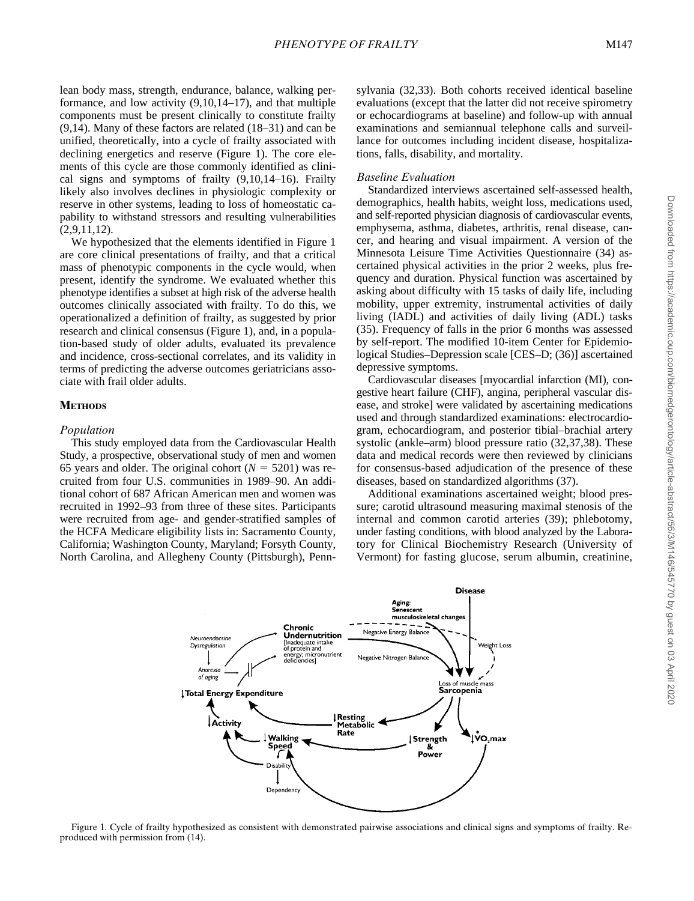lean body mass, strength, endurance, balance, walking performance, and low activity (9,10,14–17), and that multiple components must be present clinically to constitute frailty (9,14). Many of these factors are related (18–31) and can be unified, theoretically, into a cycle of frailty associated with declining energetics and reserve (Figure 1). The core elements of this cycle are those commonly identified as clinical signs and symptoms of frailty (9,10,14–16). Frailty likely also involves declines in physiologic complexity or reserve in other systems, leading to loss of homeostatic capability to withstand stressors and resulting vulnerabilities (2,9,11,12).

We hypothesized that the elements identified in Figure 1 are core clinical presentations of frailty, and that a critical mass of phenotypic components in the cycle would, when present, identify the syndrome. We evaluated whether this phenotype identifies a subset at high risk of the adverse health outcomes clinically associated with frailty. To do this, we operationalized a definition of frailty, as suggested by prior research and clinical consensus (Figure 1), and, in a population-based study of older adults, evaluated its prevalence and incidence, cross-sectional correlates, and its validity in terms of predicting the adverse outcomes geriatricians associate with frail older adults.

## Methods

### *Population*

This study employed data from the Cardiovascular Health Study, a prospective, observational study of men and women 65 years and older. The original cohort ($N = 5201$) was recruited from four U.S. communities in 1989–90. An additional cohort of 687 African American men and women was recruited in 1992–93 from three of these sites. Participants were recruited from age- and gender-stratified samples of the HCFA Medicare eligibility lists in: Sacramento County, California; Washington County, Maryland; Forsyth County, North Carolina, and Allegheny County (Pittsburgh), Pennsylvania (32,33). Both cohorts received identical baseline evaluations (except that the latter did not receive spirometry or echocardiograms at baseline) and follow-up with annual examinations and semiannual telephone calls and surveillance for outcomes including incident disease, hospitalizations, falls, disability, and mortality.

### *Baseline Evaluation*

Standardized interviews ascertained self-assessed health, demographics, health habits, weight loss, medications used, and self-reported physician diagnosis of cardiovascular events, emphysema, asthma, diabetes, arthritis, renal disease, cancer, and hearing and visual impairment. A version of the Minnesota Leisure Time Activities Questionnaire (34) ascertained physical activities in the prior 2 weeks, plus frequency and duration. Physical function was ascertained by asking about difficulty with 15 tasks of daily life, including mobility, upper extremity, instrumental activities of daily living (IADL) and activities of daily living (ADL) tasks (35). Frequency of falls in the prior 6 months was assessed by self-report. The modified 10-item Center for Epidemiological Studies–Depression scale [CES–D; (36)] ascertained depressive symptoms.

Cardiovascular diseases [myocardial infarction (MI), congestive heart failure (CHF), angina, peripheral vascular disease, and stroke] were validated by ascertaining medications used and through standardized examinations: electrocardiogram, echocardiogram, and posterior tibial–brachial artery systolic (ankle–arm) blood pressure ratio (32,37,38). These data and medical records were then reviewed by clinicians for consensus-based adjudication of the presence of these diseases, based on standardized algorithms (37).

Additional examinations ascertained weight; blood pressure; carotid ultrasound measuring maximal stenosis of the internal and common carotid arteries (39); phlebotomy, under fasting conditions, with blood analyzed by the Laboratory for Clinical Biochemistry Research (University of Vermont) for fasting glucose, serum albumin, creatinine,

Figure 1. Cycle of frailty hypothesized as consistent with demonstrated pairwise associations and clinical signs and symptoms of frailty. Reproduced with permission from (14).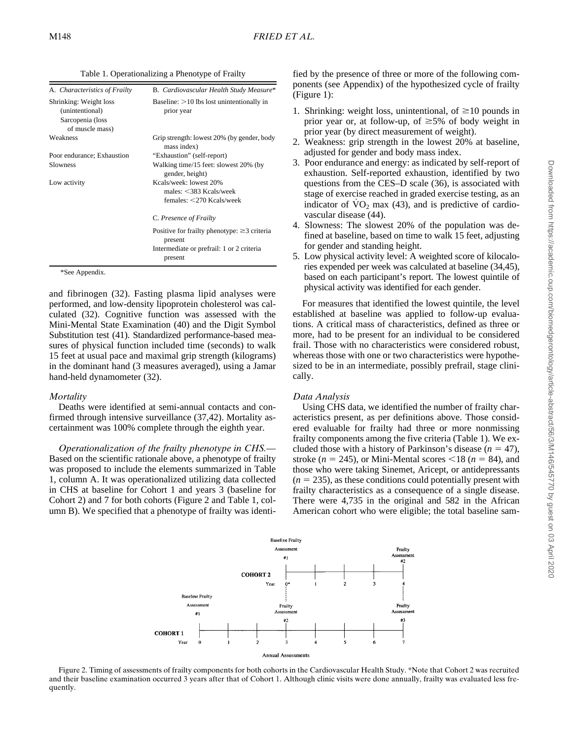Table 1. Operationalizing a Phenotype of Frailty

| A. *Characteristics of Frailty* | B. *Cardiovascular Health Study Measure** |
|---|---|
| Shrinking: Weight loss (unintentional) Sarcopenia (loss of muscle mass) | Baseline: >10 lbs lost unintentionally in prior year |
| Weakness | Grip strength: lowest 20% (by gender, body mass index) |
| Poor endurance; Exhaustion | "Exhaustion" (self-report) |
| Slowness | Walking time/15 feet: slowest 20% (by gender, height) |
| Low activity | Kcals/week: lowest 20% males: <383 Kcals/week females: <270 Kcals/week |
| | C. *Presence of Frailty* |
| | Positive for frailty phenotype: ≥3 criteria present |
| | Intermediate or prefrail: 1 or 2 criteria present |

*See Appendix.

and fibrinogen (32). Fasting plasma lipid analyses were performed, and low-density lipoprotein cholesterol was calculated (32). Cognitive function was assessed with the Mini-Mental State Examination (40) and the Digit Symbol Substitution test (41). Standardized performance-based measures of physical function included time (seconds) to walk 15 feet at usual pace and maximal grip strength (kilograms) in the dominant hand (3 measures averaged), using a Jamar hand-held dynamometer (32).

### *Mortality*

Deaths were identified at semi-annual contacts and confirmed through intensive surveillance (37,42). Mortality ascertainment was 100% complete through the eighth year.

*Operationalization of the frailty phenotype in CHS.*— Based on the scientific rationale above, a phenotype of frailty was proposed to include the elements summarized in Table 1, column A. It was operationalized utilizing data collected in CHS at baseline for Cohort 1 and years 3 (baseline for Cohort 2) and 7 for both cohorts (Figure 2 and Table 1, column B). We specified that a phenotype of frailty was identified by the presence of three or more of the following components (see Appendix) of the hypothesized cycle of frailty (Figure 1):

1. Shrinking: weight loss, unintentional, of ≥10 pounds in prior year or, at follow-up, of ≥5% of body weight in prior year (by direct measurement of weight).
2. Weakness: grip strength in the lowest 20% at baseline, adjusted for gender and body mass index.
3. Poor endurance and energy: as indicated by self-report of exhaustion. Self-reported exhaustion, identified by two questions from the CES–D scale (36), is associated with stage of exercise reached in graded exercise testing, as an indicator of $\dot{V}O_2$ max (43), and is predictive of cardiovascular disease (44).
4. Slowness: The slowest 20% of the population was defined at baseline, based on time to walk 15 feet, adjusting for gender and standing height.
5. Low physical activity level: A weighted score of kilocalories expended per week was calculated at baseline (34,45), based on each participant's report. The lowest quintile of physical activity was identified for each gender.

For measures that identified the lowest quintile, the level established at baseline was applied to follow-up evaluations. A critical mass of characteristics, defined as three or more, had to be present for an individual to be considered frail. Those with no characteristics were considered robust, whereas those with one or two characteristics were hypothesized to be in an intermediate, possibly prefrail, stage clinically.

### *Data Analysis*

Using CHS data, we identified the number of frailty characteristics present, as per definitions above. Those considered evaluable for frailty had three or more nonmissing frailty components among the five criteria (Table 1). We excluded those with a history of Parkinson's disease ($n$ = 47), stroke ($n$ = 245), or Mini-Mental scores <18 ($n$ = 84), and those who were taking Sinemet, Aricept, or antidepressants ($n$ = 235), as these conditions could potentially present with frailty characteristics as a consequence of a single disease. There were 4,735 in the original and 582 in the African American cohort who were eligible; the total baseline sam-

Figure 2. Timing of assessments of frailty components for both cohorts in the Cardiovascular Health Study. *Note that Cohort 2 was recruited and their baseline examination occurred 3 years after that of Cohort 1. Although clinic visits were done annually, frailty was evaluated less frequently.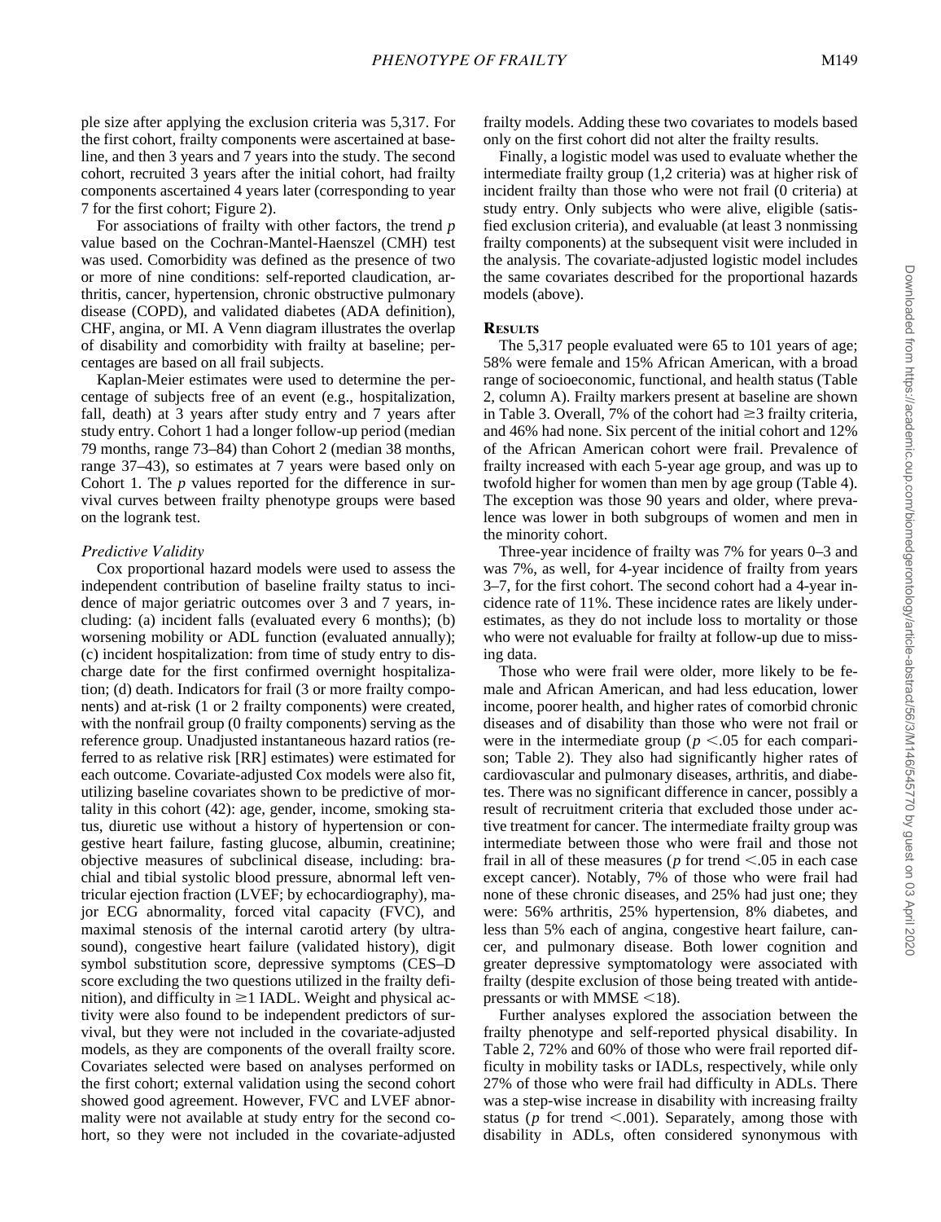ple size after applying the exclusion criteria was 5,317. For the first cohort, frailty components were ascertained at baseline, and then 3 years and 7 years into the study. The second cohort, recruited 3 years after the initial cohort, had frailty components ascertained 4 years later (corresponding to year 7 for the first cohort; Figure 2).

For associations of frailty with other factors, the trend *p* value based on the Cochran-Mantel-Haenszel (CMH) test was used. Comorbidity was defined as the presence of two or more of nine conditions: self-reported claudication, arthritis, cancer, hypertension, chronic obstructive pulmonary disease (COPD), and validated diabetes (ADA definition), CHF, angina, or MI. A Venn diagram illustrates the overlap of disability and comorbidity with frailty at baseline; percentages are based on all frail subjects.

Kaplan-Meier estimates were used to determine the percentage of subjects free of an event (e.g., hospitalization, fall, death) at 3 years after study entry and 7 years after study entry. Cohort 1 had a longer follow-up period (median 79 months, range 73–84) than Cohort 2 (median 38 months, range 37–43), so estimates at 7 years were based only on Cohort 1. The *p* values reported for the difference in survival curves between frailty phenotype groups were based on the logrank test.

### *Predictive Validity*

Cox proportional hazard models were used to assess the independent contribution of baseline frailty status to incidence of major geriatric outcomes over 3 and 7 years, including: (a) incident falls (evaluated every 6 months); (b) worsening mobility or ADL function (evaluated annually); (c) incident hospitalization: from time of study entry to discharge date for the first confirmed overnight hospitalization; (d) death. Indicators for frail (3 or more frailty components) and at-risk (1 or 2 frailty components) were created, with the nonfrail group (0 frailty components) serving as the reference group. Unadjusted instantaneous hazard ratios (referred to as relative risk [RR] estimates) were estimated for each outcome. Covariate-adjusted Cox models were also fit, utilizing baseline covariates shown to be predictive of mortality in this cohort (42): age, gender, income, smoking status, diuretic use without a history of hypertension or congestive heart failure, fasting glucose, albumin, creatinine; objective measures of subclinical disease, including: brachial and tibial systolic blood pressure, abnormal left ventricular ejection fraction (LVEF; by echocardiography), major ECG abnormality, forced vital capacity (FVC), and maximal stenosis of the internal carotid artery (by ultrasound), congestive heart failure (validated history), digit symbol substitution score, depressive symptoms (CES–D score excluding the two questions utilized in the frailty definition), and difficulty in $\geq$1 IADL. Weight and physical activity were also found to be independent predictors of survival, but they were not included in the covariate-adjusted models, as they are components of the overall frailty score. Covariates selected were based on analyses performed on the first cohort; external validation using the second cohort showed good agreement. However, FVC and LVEF abnormality were not available at study entry for the second cohort, so they were not included in the covariate-adjusted frailty models. Adding these two covariates to models based only on the first cohort did not alter the frailty results.

Finally, a logistic model was used to evaluate whether the intermediate frailty group (1,2 criteria) was at higher risk of incident frailty than those who were not frail (0 criteria) at study entry. Only subjects who were alive, eligible (satisfied exclusion criteria), and evaluable (at least 3 nonmissing frailty components) at the subsequent visit were included in the analysis. The covariate-adjusted logistic model includes the same covariates described for the proportional hazards models (above).

## Results

The 5,317 people evaluated were 65 to 101 years of age; 58% were female and 15% African American, with a broad range of socioeconomic, functional, and health status (Table 2, column A). Frailty markers present at baseline are shown in Table 3. Overall, 7% of the cohort had $\geq$3 frailty criteria, and 46% had none. Six percent of the initial cohort and 12% of the African American cohort were frail. Prevalence of frailty increased with each 5-year age group, and was up to twofold higher for women than men by age group (Table 4). The exception was those 90 years and older, where prevalence was lower in both subgroups of women and men in the minority cohort.

Three-year incidence of frailty was 7% for years 0–3 and was 7%, as well, for 4-year incidence of frailty from years 3–7, for the first cohort. The second cohort had a 4-year incidence rate of 11%. These incidence rates are likely underestimates, as they do not include loss to mortality or those who were not evaluable for frailty at follow-up due to missing data.

Those who were frail were older, more likely to be female and African American, and had less education, lower income, poorer health, and higher rates of comorbid chronic diseases and of disability than those who were not frail or were in the intermediate group ($p < .05$ for each comparison; Table 2). They also had significantly higher rates of cardiovascular and pulmonary diseases, arthritis, and diabetes. There was no significant difference in cancer, possibly a result of recruitment criteria that excluded those under active treatment for cancer. The intermediate frailty group was intermediate between those who were frail and those not frail in all of these measures ($p$ for trend $< .05$ in each case except cancer). Notably, 7% of those who were frail had none of these chronic diseases, and 25% had just one; they were: 56% arthritis, 25% hypertension, 8% diabetes, and less than 5% each of angina, congestive heart failure, cancer, and pulmonary disease. Both lower cognition and greater depressive symptomatology were associated with frailty (despite exclusion of those being treated with antidepressants or with MMSE $<$18).

Further analyses explored the association between the frailty phenotype and self-reported physical disability. In Table 2, 72% and 60% of those who were frail reported difficulty in mobility tasks or IADLs, respectively, while only 27% of those who were frail had difficulty in ADLs. There was a step-wise increase in disability with increasing frailty status ($p$ for trend $< .001$). Separately, among those with disability in ADLs, often considered synonymous with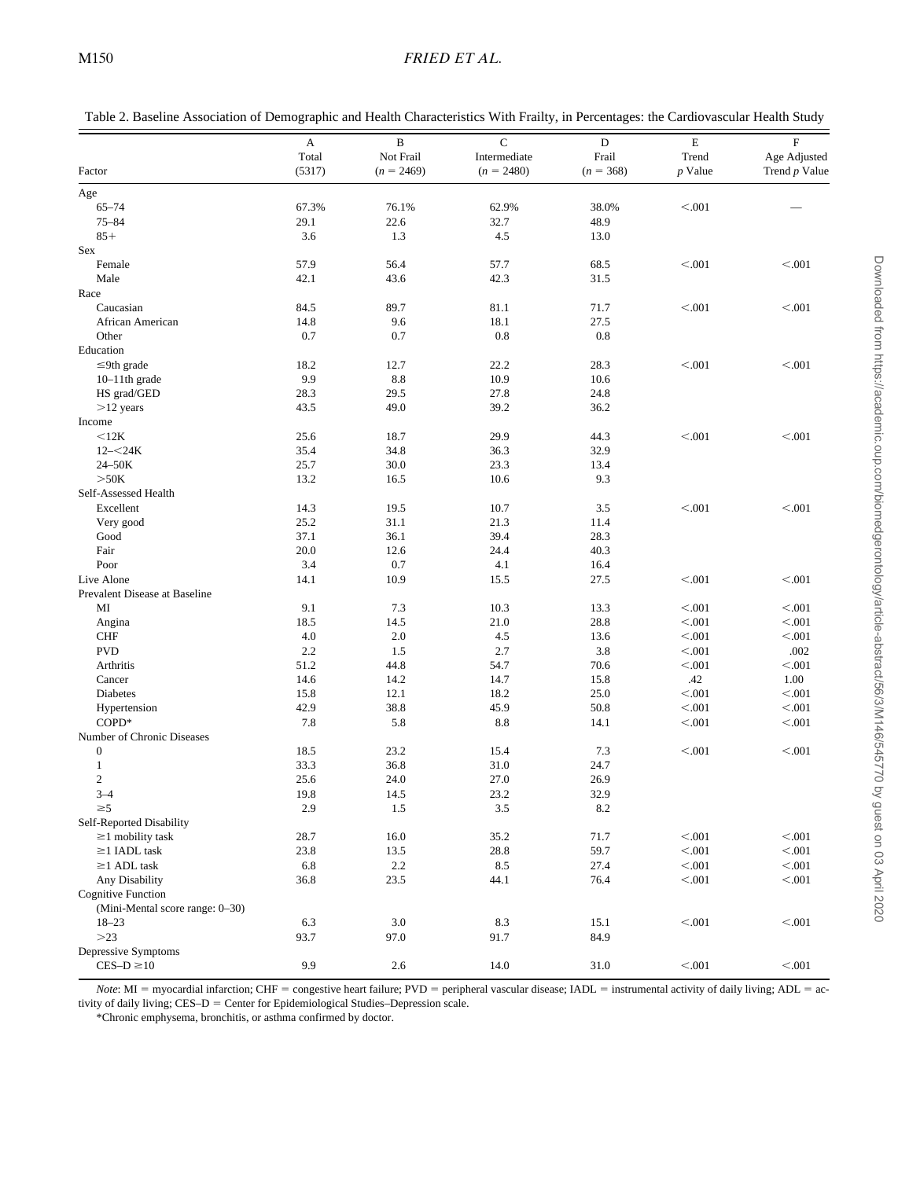Table 2. Baseline Association of Demographic and Health Characteristics With Frailty, in Percentages: the Cardiovascular Health Study

| Factor | A Total (5317) | B Not Frail ($n$ = 2469) | C Intermediate ($n$ = 2480) | D Frail ($n$ = 368) | E Trend $p$ Value | F Age Adjusted Trend $p$ Value |
|---|---|---|---|---|---|---|
| Age | | | | | | |
| 65–74 | 67.3% | 76.1% | 62.9% | 38.0% | <.001 | — |
| 75–84 | 29.1 | 22.6 | 32.7 | 48.9 | | |
| 85+ | 3.6 | 1.3 | 4.5 | 13.0 | | |
| Sex | | | | | | |
| Female | 57.9 | 56.4 | 57.7 | 68.5 | <.001 | <.001 |
| Male | 42.1 | 43.6 | 42.3 | 31.5 | | |
| Race | | | | | | |
| Caucasian | 84.5 | 89.7 | 81.1 | 71.7 | <.001 | <.001 |
| African American | 14.8 | 9.6 | 18.1 | 27.5 | | |
| Other | 0.7 | 0.7 | 0.8 | 0.8 | | |
| Education | | | | | | |
| ≤9th grade | 18.2 | 12.7 | 22.2 | 28.3 | <.001 | <.001 |
| 10–11th grade | 9.9 | 8.8 | 10.9 | 10.6 | | |
| HS grad/GED | 28.3 | 29.5 | 27.8 | 24.8 | | |
| >12 years | 43.5 | 49.0 | 39.2 | 36.2 | | |
| Income | | | | | | |
| <12K | 25.6 | 18.7 | 29.9 | 44.3 | <.001 | <.001 |
| 12–<24K | 35.4 | 34.8 | 36.3 | 32.9 | | |
| 24–50K | 25.7 | 30.0 | 23.3 | 13.4 | | |
| >50K | 13.2 | 16.5 | 10.6 | 9.3 | | |
| Self-Assessed Health | | | | | | |
| Excellent | 14.3 | 19.5 | 10.7 | 3.5 | <.001 | <.001 |
| Very good | 25.2 | 31.1 | 21.3 | 11.4 | | |
| Good | 37.1 | 36.1 | 39.4 | 28.3 | | |
| Fair | 20.0 | 12.6 | 24.4 | 40.3 | | |
| Poor | 3.4 | 0.7 | 4.1 | 16.4 | | |
| Live Alone | 14.1 | 10.9 | 15.5 | 27.5 | <.001 | <.001 |
| Prevalent Disease at Baseline | | | | | | |
| MI | 9.1 | 7.3 | 10.3 | 13.3 | <.001 | <.001 |
| Angina | 18.5 | 14.5 | 21.0 | 28.8 | <.001 | <.001 |
| CHF | 4.0 | 2.0 | 4.5 | 13.6 | <.001 | <.001 |
| PVD | 2.2 | 1.5 | 2.7 | 3.8 | <.001 | .002 |
| Arthritis | 51.2 | 44.8 | 54.7 | 70.6 | <.001 | <.001 |
| Cancer | 14.6 | 14.2 | 14.7 | 15.8 | .42 | 1.00 |
| Diabetes | 15.8 | 12.1 | 18.2 | 25.0 | <.001 | <.001 |
| Hypertension | 42.9 | 38.8 | 45.9 | 50.8 | <.001 | <.001 |
| COPD* | 7.8 | 5.8 | 8.8 | 14.1 | <.001 | <.001 |
| Number of Chronic Diseases | | | | | | |
| 0 | 18.5 | 23.2 | 15.4 | 7.3 | <.001 | <.001 |
| 1 | 33.3 | 36.8 | 31.0 | 24.7 | | |
| 2 | 25.6 | 24.0 | 27.0 | 26.9 | | |
| 3–4 | 19.8 | 14.5 | 23.2 | 32.9 | | |
| ≥5 | 2.9 | 1.5 | 3.5 | 8.2 | | |
| Self-Reported Disability | | | | | | |
| ≥1 mobility task | 28.7 | 16.0 | 35.2 | 71.7 | <.001 | <.001 |
| ≥1 IADL task | 23.8 | 13.5 | 28.8 | 59.7 | <.001 | <.001 |
| ≥1 ADL task | 6.8 | 2.2 | 8.5 | 27.4 | <.001 | <.001 |
| Any Disability | 36.8 | 23.5 | 44.1 | 76.4 | <.001 | <.001 |
| Cognitive Function | | | | | | |
| (Mini-Mental score range: 0–30) | | | | | | |
| 18–23 | 6.3 | 3.0 | 8.3 | 15.1 | <.001 | <.001 |
| >23 | 93.7 | 97.0 | 91.7 | 84.9 | | |
| Depressive Symptoms | | | | | | |
| CES–D ≥10 | 9.9 | 2.6 | 14.0 | 31.0 | <.001 | <.001 |

*Note*: MI = myocardial infarction; CHF = congestive heart failure; PVD = peripheral vascular disease; IADL = instrumental activity of daily living; ADL = activity of daily living; CES–D = Center for Epidemiological Studies–Depression scale.

*Chronic emphysema, bronchitis, or asthma confirmed by doctor.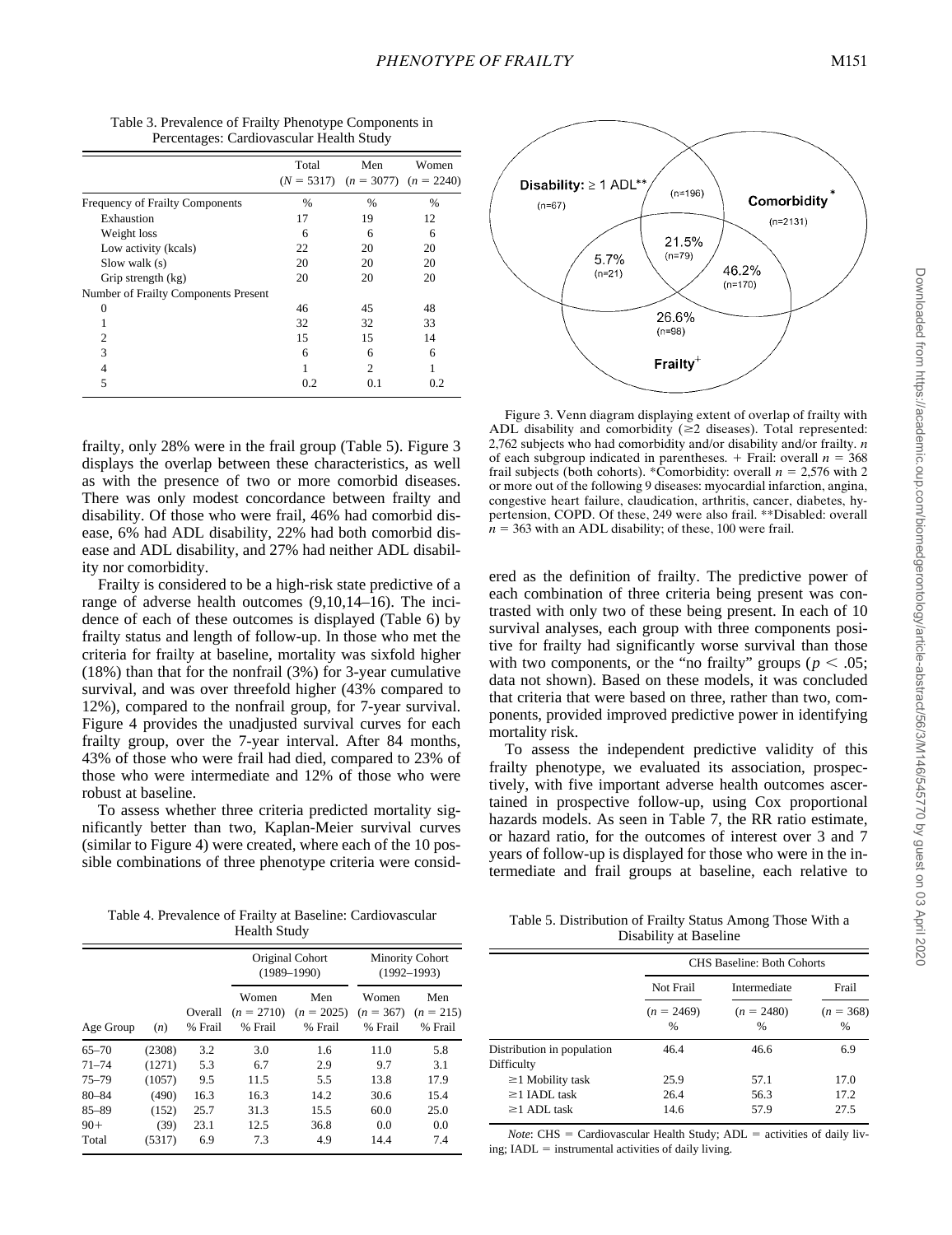Table 3. Prevalence of Frailty Phenotype Components in Percentages: Cardiovascular Health Study

| | Total ($N = 5317$) | Men ($n = 3077$) | Women ($n = 2240$) |
|---|---|---|---|
| Frequency of Frailty Components | % | % | % |
| Exhaustion | 17 | 19 | 12 |
| Weight loss | 6 | 6 | 6 |
| Low activity (kcals) | 22 | 20 | 20 |
| Slow walk (s) | 20 | 20 | 20 |
| Grip strength (kg) | 20 | 20 | 20 |
| Number of Frailty Components Present | | | |
| 0 | 46 | 45 | 48 |
| 1 | 32 | 32 | 33 |
| 2 | 15 | 15 | 14 |
| 3 | 6 | 6 | 6 |
| 4 | 1 | 2 | 1 |
| 5 | 0.2 | 0.1 | 0.2 |

frailty, only 28% were in the frail group (Table 5). Figure 3 displays the overlap between these characteristics, as well as with the presence of two or more comorbid diseases. There was only modest concordance between frailty and disability. Of those who were frail, 46% had comorbid disease, 6% had ADL disability, 22% had both comorbid disease and ADL disability, and 27% had neither ADL disability nor comorbidity.

Frailty is considered to be a high-risk state predictive of a range of adverse health outcomes (9,10,14–16). The incidence of each of these outcomes is displayed (Table 6) by frailty status and length of follow-up. In those who met the criteria for frailty at baseline, mortality was sixfold higher (18%) than that for the nonfrail (3%) for 3-year cumulative survival, and was over threefold higher (43% compared to 12%), compared to the nonfrail group, for 7-year survival. Figure 4 provides the unadjusted survival curves for each frailty group, over the 7-year interval. After 84 months, 43% of those who were frail had died, compared to 23% of those who were intermediate and 12% of those who were robust at baseline.

To assess whether three criteria predicted mortality significantly better than two, Kaplan-Meier survival curves (similar to Figure 4) were created, where each of the 10 possible combinations of three phenotype criteria were considered as the definition of frailty. The predictive power of each combination of three criteria being present was contrasted with only two of these being present. In each of 10 survival analyses, each group with three components positive for frailty had significantly worse survival than those with two components, or the "no frailty" groups ($p < .05$; data not shown). Based on these models, it was concluded that criteria that were based on three, rather than two, components, provided improved predictive power in identifying mortality risk.

To assess the independent predictive validity of this frailty phenotype, we evaluated its association, prospectively, with five important adverse health outcomes ascertained in prospective follow-up, using Cox proportional hazards models. As seen in Table 7, the RR ratio estimate, or hazard ratio, for the outcomes of interest over 3 and 7 years of follow-up is displayed for those who were in the intermediate and frail groups at baseline, each relative to

Figure 3. Venn diagram displaying extent of overlap of frailty with ADL disability and comorbidity (≥2 diseases). Total represented: 2,762 subjects who had comorbidity and/or disability and/or frailty. $n$ of each subgroup indicated in parentheses. + Frail: overall $n = 368$ frail subjects (both cohorts). *Comorbidity: overall $n = 2,576$ with 2 or more out of the following 9 diseases: myocardial infarction, angina, congestive heart failure, claudication, arthritis, cancer, diabetes, hypertension, COPD. Of these, 249 were also frail. **Disabled: overall $n = 363$ with an ADL disability; of these, 100 were frail.

Table 4. Prevalence of Frailty at Baseline: Cardiovascular Health Study

| | | | Original Cohort (1989–1990) | | Minority Cohort (1992–1993) | |
|---|---|---|---|---|---|---|
| Age Group | ($n$) | Overall % Frail | Women ($n = 2710$) % Frail | Men ($n = 2025$) % Frail | Women ($n = 367$) % Frail | Men ($n = 215$) % Frail |
| 65–70 | (2308) | 3.2 | 3.0 | 1.6 | 11.0 | 5.8 |
| 71–74 | (1271) | 5.3 | 6.7 | 2.9 | 9.7 | 3.1 |
| 75–79 | (1057) | 9.5 | 11.5 | 5.5 | 13.8 | 17.9 |
| 80–84 | (490) | 16.3 | 16.3 | 14.2 | 30.6 | 15.4 |
| 85–89 | (152) | 25.7 | 31.3 | 15.5 | 60.0 | 25.0 |
| 90+ | (39) | 23.1 | 12.5 | 36.8 | 0.0 | 0.0 |
| Total | (5317) | 6.9 | 7.3 | 4.9 | 14.4 | 7.4 |

Table 5. Distribution of Frailty Status Among Those With a Disability at Baseline

| | CHS Baseline: Both Cohorts | | |
|---|---|---|---|
| | Not Frail ($n = 2469$) % | Intermediate ($n = 2480$) % | Frail ($n = 368$) % |
| Distribution in population | 46.4 | 46.6 | 6.9 |
| Difficulty | | | |
| ≥1 Mobility task | 25.9 | 57.1 | 17.0 |
| ≥1 IADL task | 26.4 | 56.3 | 17.2 |
| ≥1 ADL task | 14.6 | 57.9 | 27.5 |

*Note*: CHS = Cardiovascular Health Study; ADL = activities of daily living; IADL = instrumental activities of daily living.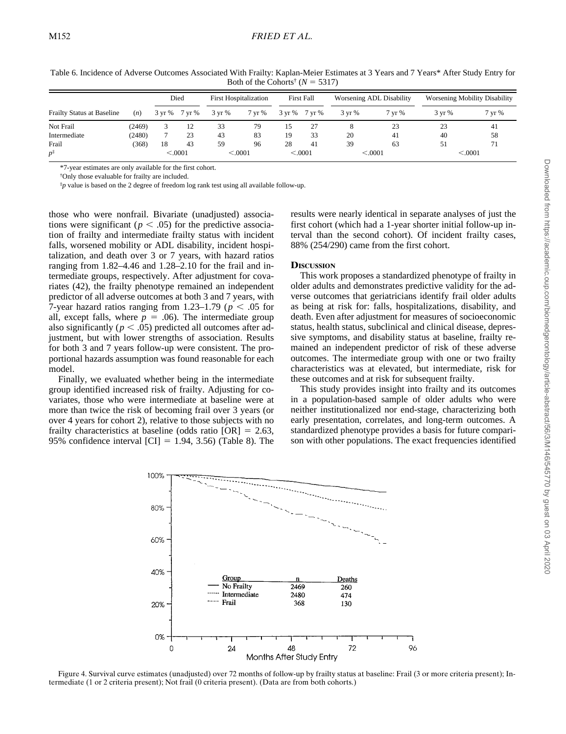Table 6. Incidence of Adverse Outcomes Associated With Frailty: Kaplan-Meier Estimates at 3 Years and 7 Years* After Study Entry for Both of the Cohorts† ($N = 5317$)

| Frailty Status at Baseline | ($n$) | Died | | First Hospitalization | | First Fall | | Worsening ADL Disability | | Worsening Mobility Disability | |
|---|---|---|---|---|---|---|---|---|---|---|---|
| | | 3 yr % | 7 yr % | 3 yr % | 7 yr % | 3 yr % | 7 yr % | 3 yr % | 7 yr % | 3 yr % | 7 yr % |
| Not Frail | (2469) | 3 | 12 | 33 | 79 | 15 | 27 | 8 | 23 | 23 | 41 |
| Intermediate | (2480) | 7 | 23 | 43 | 83 | 19 | 33 | 20 | 41 | 40 | 58 |
| Frail | (368) | 18 | 43 | 59 | 96 | 28 | 41 | 39 | 63 | 51 | 71 |
| $p$‡ | | <.0001 | | <.0001 | | <.0001 | | <.0001 | | <.0001 | |

*7-year estimates are only available for the first cohort.

†Only those evaluable for frailty are included.

‡$p$ value is based on the 2 degree of freedom log rank test using all available follow-up.

those who were nonfrail. Bivariate (unadjusted) associations were significant ($p < .05$) for the predictive association of frailty and intermediate frailty status with incident falls, worsened mobility or ADL disability, incident hospitalization, and death over 3 or 7 years, with hazard ratios ranging from 1.82–4.46 and 1.28–2.10 for the frail and intermediate groups, respectively. After adjustment for covariates (42), the frailty phenotype remained an independent predictor of all adverse outcomes at both 3 and 7 years, with 7-year hazard ratios ranging from 1.23–1.79 ($p < .05$ for all, except falls, where $p = .06$). The intermediate group also significantly ($p < .05$) predicted all outcomes after adjustment, but with lower strengths of association. Results for both 3 and 7 years follow-up were consistent. The proportional hazards assumption was found reasonable for each model.

Finally, we evaluated whether being in the intermediate group identified increased risk of frailty. Adjusting for covariates, those who were intermediate at baseline were at more than twice the risk of becoming frail over 3 years (or over 4 years for cohort 2), relative to those subjects with no frailty characteristics at baseline (odds ratio [OR] = 2.63, 95% confidence interval [CI] = 1.94, 3.56) (Table 8). The results were nearly identical in separate analyses of just the first cohort (which had a 1-year shorter initial follow-up interval than the second cohort). Of incident frailty cases, 88% (254/290) came from the first cohort.

## Discussion

This work proposes a standardized phenotype of frailty in older adults and demonstrates predictive validity for the adverse outcomes that geriatricians identify frail older adults as being at risk for: falls, hospitalizations, disability, and death. Even after adjustment for measures of socioeconomic status, health status, subclinical and clinical disease, depressive symptoms, and disability status at baseline, frailty remained an independent predictor of risk of these adverse outcomes. The intermediate group with one or two frailty characteristics was at elevated, but intermediate, risk for these outcomes and at risk for subsequent frailty.

This study provides insight into frailty and its outcomes in a population-based sample of older adults who were neither institutionalized nor end-stage, characterizing both early presentation, correlates, and long-term outcomes. A standardized phenotype provides a basis for future comparison with other populations. The exact frequencies identified

| Group | n | Deaths |
|---|---|---|
| No Frailty | 2469 | 260 |
| Intermediate | 2480 | 474 |
| Frail | 368 | 130 |

Figure 4. Survival curve estimates (unadjusted) over 72 months of follow-up by frailty status at baseline: Frail (3 or more criteria present); Intermediate (1 or 2 criteria present); Not frail (0 criteria present). (Data are from both cohorts.)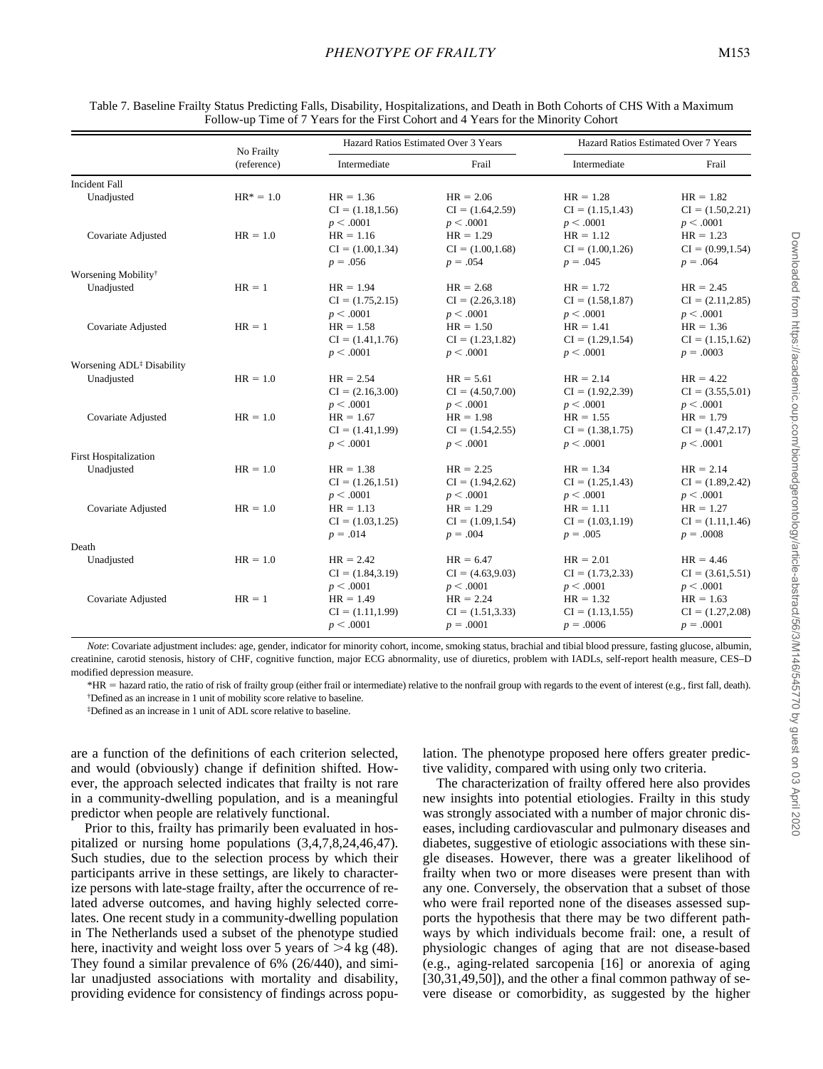Table 7. Baseline Frailty Status Predicting Falls, Disability, Hospitalizations, and Death in Both Cohorts of CHS With a Maximum Follow-up Time of 7 Years for the First Cohort and 4 Years for the Minority Cohort

| | No Frailty (reference) | Hazard Ratios Estimated Over 3 Years | | Hazard Ratios Estimated Over 7 Years | |
|---|---|---|---|---|---|
| | | Intermediate | Frail | Intermediate | Frail |
| Incident Fall | | | | | |
| Unadjusted | HR* = 1.0 | HR = 1.36<br>CI = (1.18,1.56)<br>$p < .0001$ | HR = 2.06<br>CI = (1.64,2.59)<br>$p < .0001$ | HR = 1.28<br>CI = (1.15,1.43)<br>$p < .0001$ | HR = 1.82<br>CI = (1.50,2.21)<br>$p < .0001$ |
| Covariate Adjusted | HR = 1.0 | HR = 1.16<br>CI = (1.00,1.34)<br>$p = .056$ | HR = 1.29<br>CI = (1.00,1.68)<br>$p = .054$ | HR = 1.12<br>CI = (1.00,1.26)<br>$p = .045$ | HR = 1.23<br>CI = (0.99,1.54)<br>$p = .064$ |
| Worsening Mobility† | | | | | |
| Unadjusted | HR = 1 | HR = 1.94<br>CI = (1.75,2.15)<br>$p < .0001$ | HR = 2.68<br>CI = (2.26,3.18)<br>$p < .0001$ | HR = 1.72<br>CI = (1.58,1.87)<br>$p < .0001$ | HR = 2.45<br>CI = (2.11,2.85)<br>$p < .0001$ |
| Covariate Adjusted | HR = 1 | HR = 1.58<br>CI = (1.41,1.76)<br>$p < .0001$ | HR = 1.50<br>CI = (1.23,1.82)<br>$p < .0001$ | HR = 1.41<br>CI = (1.29,1.54)<br>$p < .0001$ | HR = 1.36<br>CI = (1.15,1.62)<br>$p = .0003$ |
| Worsening ADL‡ Disability | | | | | |
| Unadjusted | HR = 1.0 | HR = 2.54<br>CI = (2.16,3.00)<br>$p < .0001$ | HR = 5.61<br>CI = (4.50,7.00)<br>$p < .0001$ | HR = 2.14<br>CI = (1.92,2.39)<br>$p < .0001$ | HR = 4.22<br>CI = (3.55,5.01)<br>$p < .0001$ |
| Covariate Adjusted | HR = 1.0 | HR = 1.67<br>CI = (1.41,1.99)<br>$p < .0001$ | HR = 1.98<br>CI = (1.54,2.55)<br>$p < .0001$ | HR = 1.55<br>CI = (1.38,1.75)<br>$p < .0001$ | HR = 1.79<br>CI = (1.47,2.17)<br>$p < .0001$ |
| First Hospitalization | | | | | |
| Unadjusted | HR = 1.0 | HR = 1.38<br>CI = (1.26,1.51)<br>$p < .0001$ | HR = 2.25<br>CI = (1.94,2.62)<br>$p < .0001$ | HR = 1.34<br>CI = (1.25,1.43)<br>$p < .0001$ | HR = 2.14<br>CI = (1.89,2.42)<br>$p < .0001$ |
| Covariate Adjusted | HR = 1.0 | HR = 1.13<br>CI = (1.03,1.25)<br>$p = .014$ | HR = 1.29<br>CI = (1.09,1.54)<br>$p = .004$ | HR = 1.11<br>CI = (1.03,1.19)<br>$p = .005$ | HR = 1.27<br>CI = (1.11,1.46)<br>$p = .0008$ |
| Death | | | | | |
| Unadjusted | HR = 1.0 | HR = 2.42<br>CI = (1.84,3.19)<br>$p < .0001$ | HR = 6.47<br>CI = (4.63,9.03)<br>$p < .0001$ | HR = 2.01<br>CI = (1.73,2.33)<br>$p < .0001$ | HR = 4.46<br>CI = (3.61,5.51)<br>$p < .0001$ |
| Covariate Adjusted | HR = 1 | HR = 1.49<br>CI = (1.11,1.99)<br>$p < .0001$ | HR = 2.24<br>CI = (1.51,3.33)<br>$p = .0001$ | HR = 1.32<br>CI = (1.13,1.55)<br>$p = .0006$ | HR = 1.63<br>CI = (1.27,2.08)<br>$p = .0001$ |

*Note*: Covariate adjustment includes: age, gender, indicator for minority cohort, income, smoking status, brachial and tibial blood pressure, fasting glucose, albumin, creatinine, carotid stenosis, history of CHF, cognitive function, major ECG abnormality, use of diuretics, problem with IADLs, self-report health measure, CES–D modified depression measure.

*HR = hazard ratio, the ratio of risk of frailty group (either frail or intermediate) relative to the nonfrail group with regards to the event of interest (e.g., first fall, death).

†Defined as an increase in 1 unit of mobility score relative to baseline.

‡Defined as an increase in 1 unit of ADL score relative to baseline.

are a function of the definitions of each criterion selected, and would (obviously) change if definition shifted. However, the approach selected indicates that frailty is not rare in a community-dwelling population, and is a meaningful predictor when people are relatively functional.

Prior to this, frailty has primarily been evaluated in hospitalized or nursing home populations (3,4,7,8,24,46,47). Such studies, due to the selection process by which their participants arrive in these settings, are likely to characterize persons with late-stage frailty, after the occurrence of related adverse outcomes, and having highly selected correlates. One recent study in a community-dwelling population in The Netherlands used a subset of the phenotype studied here, inactivity and weight loss over 5 years of >4 kg (48). They found a similar prevalence of 6% (26/440), and similar unadjusted associations with mortality and disability, providing evidence for consistency of findings across population. The phenotype proposed here offers greater predictive validity, compared with using only two criteria.

The characterization of frailty offered here also provides new insights into potential etiologies. Frailty in this study was strongly associated with a number of major chronic diseases, including cardiovascular and pulmonary diseases and diabetes, suggestive of etiologic associations with these single diseases. However, there was a greater likelihood of frailty when two or more diseases were present than with any one. Conversely, the observation that a subset of those who were frail reported none of the diseases assessed supports the hypothesis that there may be two different pathways by which individuals become frail: one, a result of physiologic changes of aging that are not disease-based (e.g., aging-related sarcopenia [16] or anorexia of aging [30,31,49,50]), and the other a final common pathway of severe disease or comorbidity, as suggested by the higher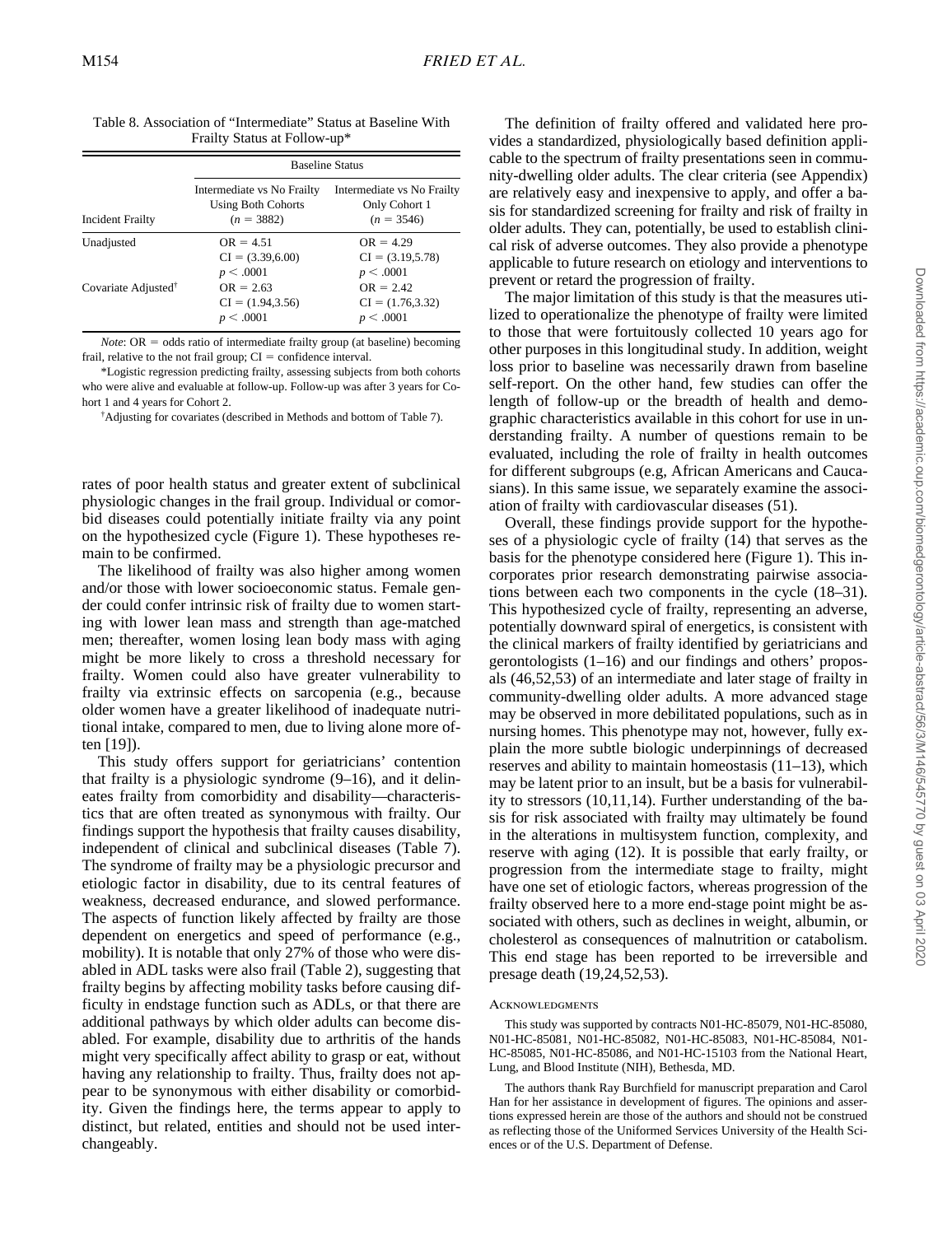Table 8. Association of "Intermediate" Status at Baseline With Frailty Status at Follow-up*

| | Baseline Status | |
|---|---|---|
| Incident Frailty | Intermediate vs No Frailty Using Both Cohorts ($n$ = 3882) | Intermediate vs No Frailty Only Cohort 1 ($n$ = 3546) |
| Unadjusted | OR = 4.51<br>CI = (3.39,6.00)<br>$p < .0001$ | OR = 4.29<br>CI = (3.19,5.78)<br>$p < .0001$ |
| Covariate Adjusted[†] | OR = 2.63<br>CI = (1.94,3.56)<br>$p < .0001$ | OR = 2.42<br>CI = (1.76,3.32)<br>$p < .0001$ |

*Note*: OR = odds ratio of intermediate frailty group (at baseline) becoming frail, relative to the not frail group; CI = confidence interval.

*Logistic regression predicting frailty, assessing subjects from both cohorts who were alive and evaluable at follow-up. Follow-up was after 3 years for Cohort 1 and 4 years for Cohort 2.

[†]Adjusting for covariates (described in Methods and bottom of Table 7).

rates of poor health status and greater extent of subclinical physiologic changes in the frail group. Individual or comorbid diseases could potentially initiate frailty via any point on the hypothesized cycle (Figure 1). These hypotheses remain to be confirmed.

The likelihood of frailty was also higher among women and/or those with lower socioeconomic status. Female gender could confer intrinsic risk of frailty due to women starting with lower lean mass and strength than age-matched men; thereafter, women losing lean body mass with aging might be more likely to cross a threshold necessary for frailty. Women could also have greater vulnerability to frailty via extrinsic effects on sarcopenia (e.g., because older women have a greater likelihood of inadequate nutritional intake, compared to men, due to living alone more often [19]).

This study offers support for geriatricians' contention that frailty is a physiologic syndrome (9–16), and it delineates frailty from comorbidity and disability—characteristics that are often treated as synonymous with frailty. Our findings support the hypothesis that frailty causes disability, independent of clinical and subclinical diseases (Table 7). The syndrome of frailty may be a physiologic precursor and etiologic factor in disability, due to its central features of weakness, decreased endurance, and slowed performance. The aspects of function likely affected by frailty are those dependent on energetics and speed of performance (e.g., mobility). It is notable that only 27% of those who were disabled in ADL tasks were also frail (Table 2), suggesting that frailty begins by affecting mobility tasks before causing difficulty in endstage function such as ADLs, or that there are additional pathways by which older adults can become disabled. For example, disability due to arthritis of the hands might very specifically affect ability to grasp or eat, without having any relationship to frailty. Thus, frailty does not appear to be synonymous with either disability or comorbidity. Given the findings here, the terms appear to apply to distinct, but related, entities and should not be used interchangeably.

The definition of frailty offered and validated here provides a standardized, physiologically based definition applicable to the spectrum of frailty presentations seen in community-dwelling older adults. The clear criteria (see Appendix) are relatively easy and inexpensive to apply, and offer a basis for standardized screening for frailty and risk of frailty in older adults. They can, potentially, be used to establish clinical risk of adverse outcomes. They also provide a phenotype applicable to future research on etiology and interventions to prevent or retard the progression of frailty.

The major limitation of this study is that the measures utilized to operationalize the phenotype of frailty were limited to those that were fortuitously collected 10 years ago for other purposes in this longitudinal study. In addition, weight loss prior to baseline was necessarily drawn from baseline self-report. On the other hand, few studies can offer the length of follow-up or the breadth of health and demographic characteristics available in this cohort for use in understanding frailty. A number of questions remain to be evaluated, including the role of frailty in health outcomes for different subgroups (e.g, African Americans and Caucasians). In this same issue, we separately examine the association of frailty with cardiovascular diseases (51).

Overall, these findings provide support for the hypotheses of a physiologic cycle of frailty (14) that serves as the basis for the phenotype considered here (Figure 1). This incorporates prior research demonstrating pairwise associations between each two components in the cycle (18–31). This hypothesized cycle of frailty, representing an adverse, potentially downward spiral of energetics, is consistent with the clinical markers of frailty identified by geriatricians and gerontologists (1–16) and our findings and others' proposals (46,52,53) of an intermediate and later stage of frailty in community-dwelling older adults. A more advanced stage may be observed in more debilitated populations, such as in nursing homes. This phenotype may not, however, fully explain the more subtle biologic underpinnings of decreased reserves and ability to maintain homeostasis (11–13), which may be latent prior to an insult, but be a basis for vulnerability to stressors (10,11,14). Further understanding of the basis for risk associated with frailty may ultimately be found in the alterations in multisystem function, complexity, and reserve with aging (12). It is possible that early frailty, or progression from the intermediate stage to frailty, might have one set of etiologic factors, whereas progression of the frailty observed here to a more end-stage point might be associated with others, such as declines in weight, albumin, or cholesterol as consequences of malnutrition or catabolism. This end stage has been reported to be irreversible and presage death (19,24,52,53).

## Acknowledgments

This study was supported by contracts N01-HC-85079, N01-HC-85080, N01-HC-85081, N01-HC-85082, N01-HC-85083, N01-HC-85084, N01-HC-85085, N01-HC-85086, and N01-HC-15103 from the National Heart, Lung, and Blood Institute (NIH), Bethesda, MD.

The authors thank Ray Burchfield for manuscript preparation and Carol Han for her assistance in development of figures. The opinions and assertions expressed herein are those of the authors and should not be construed as reflecting those of the Uniformed Services University of the Health Sciences or of the U.S. Department of Defense.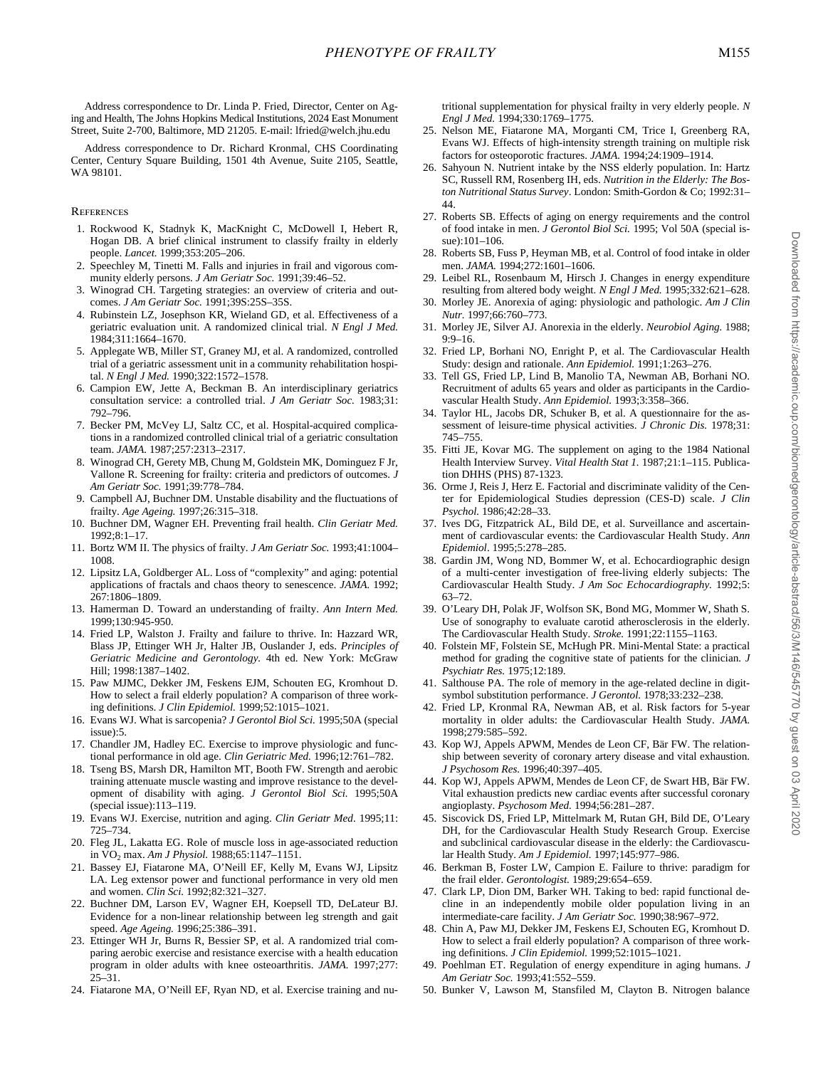Address correspondence to Dr. Linda P. Fried, Director, Center on Aging and Health, The Johns Hopkins Medical Institutions, 2024 East Monument Street, Suite 2-700, Baltimore, MD 21205. E-mail: lfried@welch.jhu.edu

Address correspondence to Dr. Richard Kronmal, CHS Coordinating Center, Century Square Building, 1501 4th Avenue, Suite 2105, Seattle, WA 98101.

## References

1. Rockwood K, Stadnyk K, MacKnight C, McDowell I, Hebert R, Hogan DB. A brief clinical instrument to classify frailty in elderly people. *Lancet.* 1999;353:205–206.
2. Speechley M, Tinetti M. Falls and injuries in frail and vigorous community elderly persons. *J Am Geriatr Soc.* 1991;39:46–52.
3. Winograd CH. Targeting strategies: an overview of criteria and outcomes. *J Am Geriatr Soc.* 1991;39S:25S–35S.
4. Rubinstein LZ, Josephson KR, Wieland GD, et al. Effectiveness of a geriatric evaluation unit. A randomized clinical trial. *N Engl J Med.* 1984;311:1664–1670.
5. Applegate WB, Miller ST, Graney MJ, et al. A randomized, controlled trial of a geriatric assessment unit in a community rehabilitation hospital. *N Engl J Med.* 1990;322:1572–1578.
6. Campion EW, Jette A, Beckman B. An interdisciplinary geriatrics consultation service: a controlled trial. *J Am Geriatr Soc.* 1983;31:792–796.
7. Becker PM, McVey LJ, Saltz CC, et al. Hospital-acquired complications in a randomized controlled clinical trial of a geriatric consultation team. *JAMA.* 1987;257:2313–2317.
8. Winograd CH, Gerety MB, Chung M, Goldstein MK, Dominguez F Jr, Vallone R. Screening for frailty: criteria and predictors of outcomes. *J Am Geriatr Soc.* 1991;39:778–784.
9. Campbell AJ, Buchner DM. Unstable disability and the fluctuations of frailty. *Age Ageing.* 1997;26:315–318.
10. Buchner DM, Wagner EH. Preventing frail health. *Clin Geriatr Med.* 1992;8:1–17.
11. Bortz WM II. The physics of frailty. *J Am Geriatr Soc.* 1993;41:1004–1008.
12. Lipsitz LA, Goldberger AL. Loss of "complexity" and aging: potential applications of fractals and chaos theory to senescence. *JAMA.* 1992;267:1806–1809.
13. Hamerman D. Toward an understanding of frailty. *Ann Intern Med.* 1999;130:945-950.
14. Fried LP, Walston J. Frailty and failure to thrive. In: Hazzard WR, Blass JP, Ettinger WH Jr, Halter JB, Ouslander J, eds. *Principles of Geriatric Medicine and Gerontology.* 4th ed. New York: McGraw Hill; 1998:1387–1402.
15. Paw MJMC, Dekker JM, Feskens EJM, Schouten EG, Kromhout D. How to select a frail elderly population? A comparison of three working definitions. *J Clin Epidemiol.* 1999;52:1015–1021.
16. Evans WJ. What is sarcopenia? *J Gerontol Biol Sci.* 1995;50A (special issue):5.
17. Chandler JM, Hadley EC. Exercise to improve physiologic and functional performance in old age. *Clin Geriatric Med.* 1996;12:761–782.
18. Tseng BS, Marsh DR, Hamilton MT, Booth FW. Strength and aerobic training attenuate muscle wasting and improve resistance to the development of disability with aging. *J Gerontol Biol Sci.* 1995;50A (special issue):113–119.
19. Evans WJ. Exercise, nutrition and aging. *Clin Geriatr Med*. 1995;11:725–734.
20. Fleg JL, Lakatta EG. Role of muscle loss in age-associated reduction in $VO_2$ max. *Am J Physiol.* 1988;65:1147–1151.
21. Bassey EJ, Fiatarone MA, O'Neill EF, Kelly M, Evans WJ, Lipsitz LA. Leg extensor power and functional performance in very old men and women. *Clin Sci.* 1992;82:321–327.
22. Buchner DM, Larson EV, Wagner EH, Koepsell TD, DeLateur BJ. Evidence for a non-linear relationship between leg strength and gait speed. *Age Ageing.* 1996;25:386–391.
23. Ettinger WH Jr, Burns R, Bessier SP, et al. A randomized trial comparing aerobic exercise and resistance exercise with a health education program in older adults with knee osteoarthritis. *JAMA.* 1997;277:25–31.
24. Fiatarone MA, O'Neill EF, Ryan ND, et al. Exercise training and nutritional supplementation for physical frailty in very elderly people. *N Engl J Med.* 1994;330:1769–1775.
25. Nelson ME, Fiatarone MA, Morganti CM, Trice I, Greenberg RA, Evans WJ. Effects of high-intensity strength training on multiple risk factors for osteoporotic fractures. *JAMA.* 1994;24:1909–1914.
26. Sahyoun N. Nutrient intake by the NSS elderly population. In: Hartz SC, Russell RM, Rosenberg IH, eds. *Nutrition in the Elderly: The Boston Nutritional Status Survey*. London: Smith-Gordon & Co; 1992:31–44.
27. Roberts SB. Effects of aging on energy requirements and the control of food intake in men. *J Gerontol Biol Sci.* 1995; Vol 50A (special issue):101–106.
28. Roberts SB, Fuss P, Heyman MB, et al. Control of food intake in older men. *JAMA.* 1994;272:1601–1606.
29. Leibel RL, Rosenbaum M, Hirsch J. Changes in energy expenditure resulting from altered body weight. *N Engl J Med.* 1995;332:621–628.
30. Morley JE. Anorexia of aging: physiologic and pathologic. *Am J Clin Nutr.* 1997;66:760–773.
31. Morley JE, Silver AJ. Anorexia in the elderly. *Neurobiol Aging.* 1988; 9:9–16.
32. Fried LP, Borhani NO, Enright P, et al. The Cardiovascular Health Study: design and rationale. *Ann Epidemiol.* 1991;1:263–276.
33. Tell GS, Fried LP, Lind B, Manolio TA, Newman AB, Borhani NO. Recruitment of adults 65 years and older as participants in the Cardiovascular Health Study. *Ann Epidemiol.* 1993;3:358–366.
34. Taylor HL, Jacobs DR, Schuker B, et al. A questionnaire for the assessment of leisure-time physical activities. *J Chronic Dis.* 1978;31:745–755.
35. Fitti JE, Kovar MG. The supplement on aging to the 1984 National Health Interview Survey. *Vital Health Stat 1.* 1987;21:1–115. Publication DHHS (PHS) 87-1323.
36. Orme J, Reis J, Herz E. Factorial and discriminate validity of the Center for Epidemiological Studies depression (CES-D) scale. *J Clin Psychol.* 1986;42:28–33.
37. Ives DG, Fitzpatrick AL, Bild DE, et al. Surveillance and ascertainment of cardiovascular events: the Cardiovascular Health Study. *Ann Epidemiol*. 1995;5:278–285.
38. Gardin JM, Wong ND, Bommer W, et al. Echocardiographic design of a multi-center investigation of free-living elderly subjects: The Cardiovascular Health Study. *J Am Soc Echocardiography.* 1992;5:63–72.
39. O'Leary DH, Polak JF, Wolfson SK, Bond MG, Mommer W, Shath S. Use of sonography to evaluate carotid atherosclerosis in the elderly. The Cardiovascular Health Study. *Stroke.* 1991;22:1155–1163.
40. Folstein MF, Folstein SE, McHugh PR. Mini-Mental State: a practical method for grading the cognitive state of patients for the clinician. *J Psychiatr Res.* 1975;12:189.
41. Salthouse PA. The role of memory in the age-related decline in digit-symbol substitution performance. *J Gerontol.* 1978;33:232–238.
42. Fried LP, Kronmal RA, Newman AB, et al. Risk factors for 5-year mortality in older adults: the Cardiovascular Health Study. *JAMA.* 1998;279:585–592.
43. Kop WJ, Appels APWM, Mendes de Leon CF, Bär FW. The relationship between severity of coronary artery disease and vital exhaustion. *J Psychosom Res.* 1996;40:397–405.
44. Kop WJ, Appels APWM, Mendes de Leon CF, de Swart HB, Bär FW. Vital exhaustion predicts new cardiac events after successful coronary angioplasty. *Psychosom Med.* 1994;56:281–287.
45. Siscovick DS, Fried LP, Mittelmark M, Rutan GH, Bild DE, O'Leary DH, for the Cardiovascular Health Study Research Group. Exercise and subclinical cardiovascular disease in the elderly: the Cardiovascular Health Study. *Am J Epidemiol.* 1997;145:977–986.
46. Berkman B, Foster LW, Campion E. Failure to thrive: paradigm for the frail elder. *Gerontologist.* 1989;29:654–659.
47. Clark LP, Dion DM, Barker WH. Taking to bed: rapid functional decline in an independently mobile older population living in an intermediate-care facility. *J Am Geriatr Soc.* 1990;38:967–972.
48. Chin A, Paw MJ, Dekker JM, Feskens EJ, Schouten EG, Kromhout D. How to select a frail elderly population? A comparison of three working definitions. *J Clin Epidemiol.* 1999;52:1015–1021.
49. Poehlman ET. Regulation of energy expenditure in aging humans. *J Am Geriatr Soc.* 1993;41:552–559.
50. Bunker V, Lawson M, Stansfiled M, Clayton B. Nitrogen balance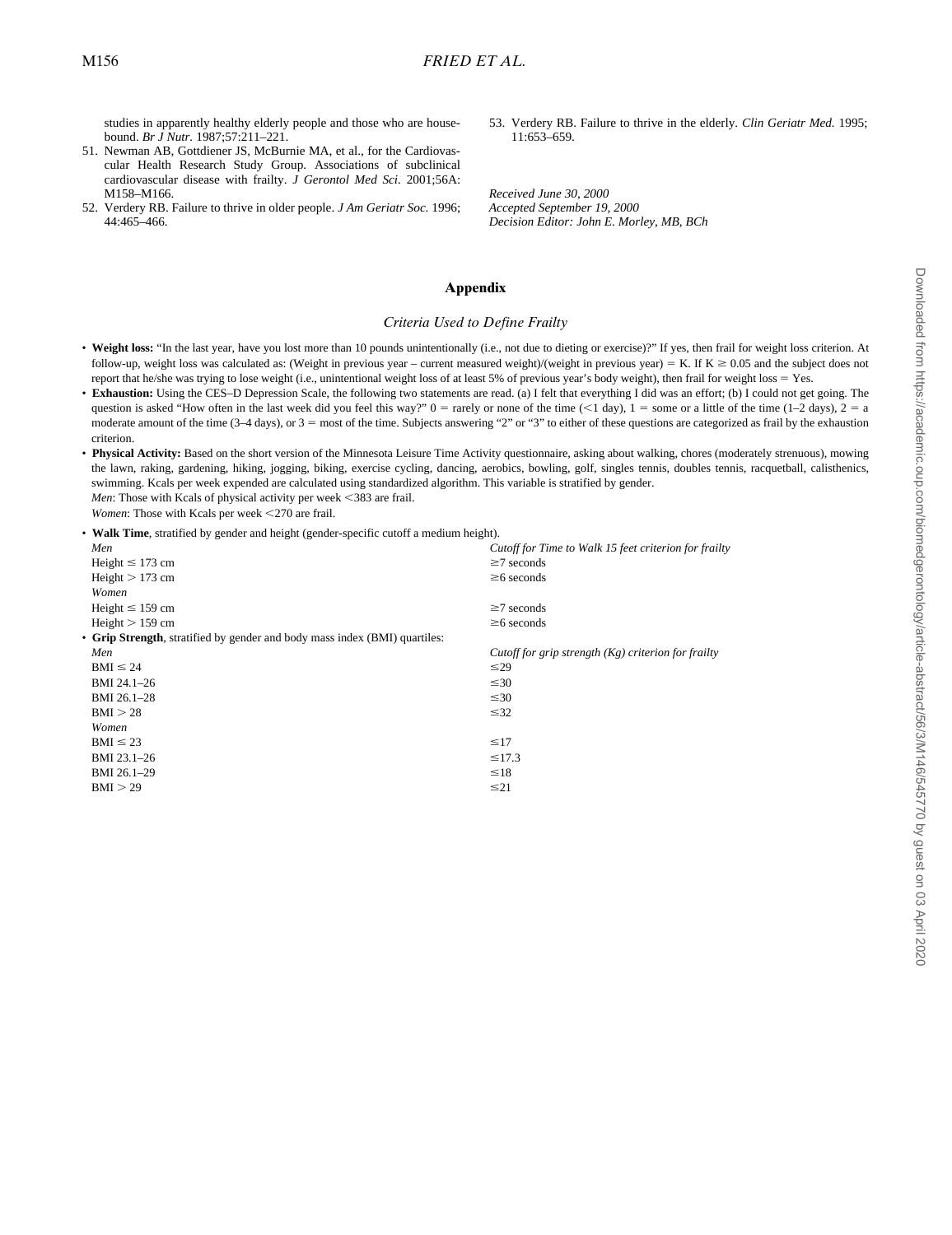studies in apparently healthy elderly people and those who are housebound. *Br J Nutr*. 1987;57:211–221.

51. Newman AB, Gottdiener JS, McBurnie MA, et al., for the Cardiovascular Health Research Study Group. Associations of subclinical cardiovascular disease with frailty. *J Gerontol Med Sci*. 2001;56A: M158–M166.
52. Verdery RB. Failure to thrive in older people. *J Am Geriatr Soc.* 1996; 44:465–466.
53. Verdery RB. Failure to thrive in the elderly. *Clin Geriatr Med.* 1995; 11:653–659.

*Received June 30, 2000*
*Accepted September 19, 2000*
*Decision Editor: John E. Morley, MB, BCh*

## Appendix

### *Criteria Used to Define Frailty*

- **Weight loss:** "In the last year, have you lost more than 10 pounds unintentionally (i.e., not due to dieting or exercise)?" If yes, then frail for weight loss criterion. At follow-up, weight loss was calculated as: (Weight in previous year – current measured weight)/(weight in previous year) = K. If K ≥ 0.05 and the subject does not report that he/she was trying to lose weight (i.e., unintentional weight loss of at least 5% of previous year's body weight), then frail for weight loss = Yes.
- **Exhaustion:** Using the CES–D Depression Scale, the following two statements are read. (a) I felt that everything I did was an effort; (b) I could not get going. The question is asked "How often in the last week did you feel this way?" 0 = rarely or none of the time (<1 day), 1 = some or a little of the time (1–2 days), 2 = a moderate amount of the time (3–4 days), or 3 = most of the time. Subjects answering "2" or "3" to either of these questions are categorized as frail by the exhaustion criterion.
- **Physical Activity:** Based on the short version of the Minnesota Leisure Time Activity questionnaire, asking about walking, chores (moderately strenuous), mowing the lawn, raking, gardening, hiking, jogging, biking, exercise cycling, dancing, aerobics, bowling, golf, singles tennis, doubles tennis, racquetball, calisthenics, swimming. Kcals per week expended are calculated using standardized algorithm. This variable is stratified by gender.
  *Men*: Those with Kcals of physical activity per week <383 are frail.
  *Women*: Those with Kcals per week <270 are frail.
- **Walk Time**, stratified by gender and height (gender-specific cutoff a medium height).

| *Men* | *Cutoff for Time to Walk 15 feet criterion for frailty* |
|---|---|
| Height ≤ 173 cm | ≥7 seconds |
| Height > 173 cm | ≥6 seconds |
| *Women* | |
| Height ≤ 159 cm | ≥7 seconds |
| Height > 159 cm | ≥6 seconds |

- **Grip Strength**, stratified by gender and body mass index (BMI) quartiles:

| *Men* | *Cutoff for grip strength (Kg) criterion for frailty* |
|---|---|
| BMI ≤ 24 | ≤29 |
| BMI 24.1–26 | ≤30 |
| BMI 26.1–28 | ≤30 |
| BMI > 28 | ≤32 |
| *Women* | |
| BMI ≤ 23 | ≤17 |
| BMI 23.1–26 | ≤17.3 |
| BMI 26.1–29 | ≤18 |
| BMI > 29 | ≤21 |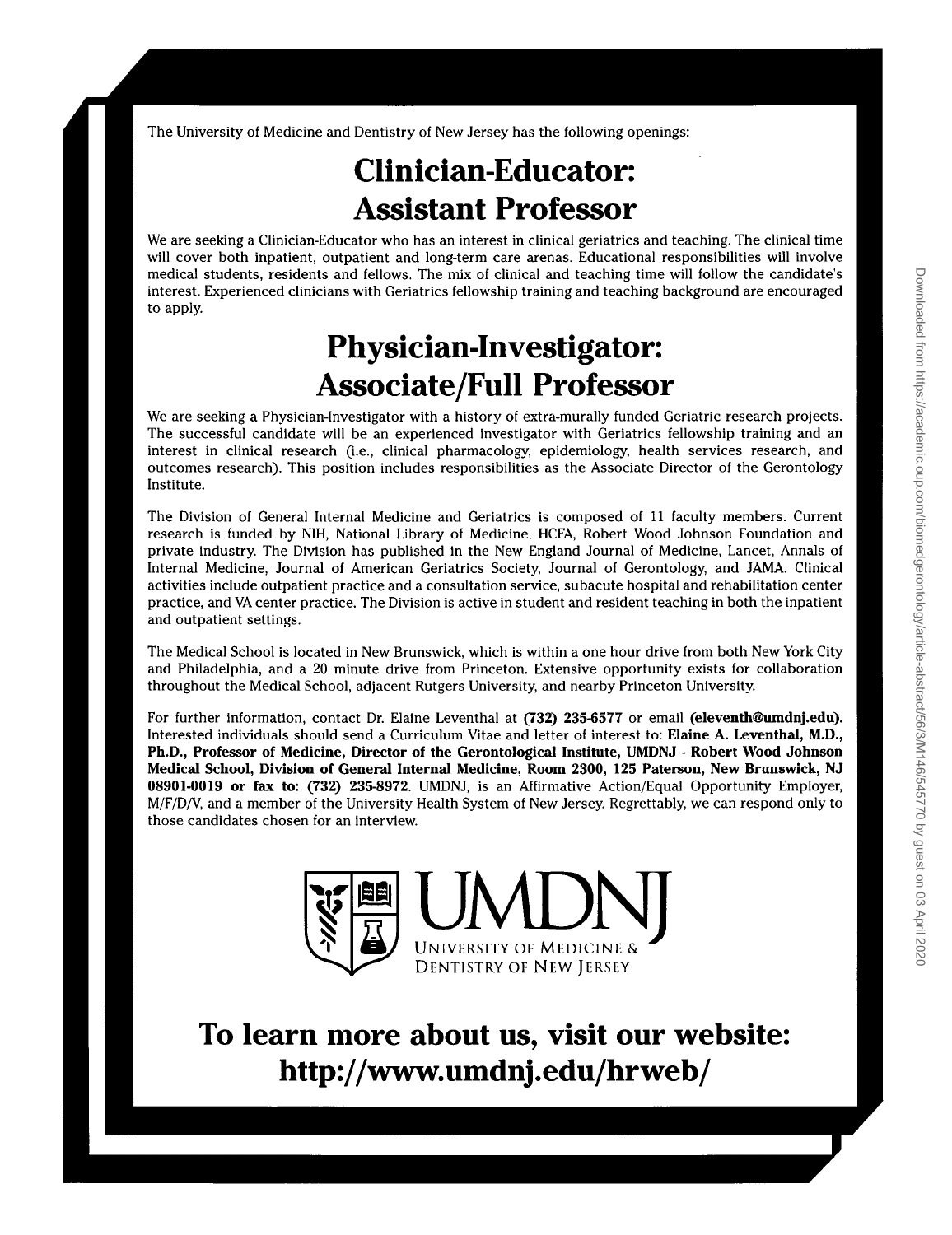The University of Medicine and Dentistry of New Jersey has the following openings:

# Clinician-Educator: Assistant Professor

We are seeking a Clinician-Educator who has an interest in clinical geriatrics and teaching. The clinical time will cover both inpatient, outpatient and long-term care arenas. Educational responsibilities will involve medical students, residents and fellows. The mix of clinical and teaching time will follow the candidate's interest. Experienced clinicians with Geriatrics fellowship training and teaching background are encouraged to apply.

# Physician-Investigator: Associate/Full Professor

We are seeking a Physician-Investigator with a history of extra-murally funded Geriatric research projects. The successful candidate will be an experienced investigator with Geriatrics fellowship training and an interest in clinical research (i.e., clinical pharmacology, epidemiology, health services research, and outcomes research). This position includes responsibilities as the Associate Director of the Gerontology Institute.

The Division of General Internal Medicine and Geriatrics is composed of 11 faculty members. Current research is funded by NIH, National Library of Medicine, HCFA, Robert Wood Johnson Foundation and private industry. The Division has published in the New England Journal of Medicine, Lancet, Annals of Internal Medicine, Journal of American Geriatrics Society, Journal of Gerontology, and JAMA. Clinical activities include outpatient practice and a consultation service, subacute hospital and rehabilitation center practice, and VA center practice. The Division is active in student and resident teaching in both the inpatient and outpatient settings.

The Medical School is located in New Brunswick, which is within a one hour drive from both New York City and Philadelphia, and a 20 minute drive from Princeton. Extensive opportunity exists for collaboration throughout the Medical School, adjacent Rutgers University, and nearby Princeton University.

For further information, contact Dr. Elaine Leventhal at **(732) 235-6577** or email **(eleventh@umdnj.edu)**. Interested individuals should send a Curriculum Vitae and letter of interest to: **Elaine A. Leventhal, M.D., Ph.D., Professor of Medicine, Director of the Gerontological Institute, UMDNJ - Robert Wood Johnson Medical School, Division of General Internal Medicine, Room 2300, 125 Paterson, New Brunswick, NJ 08901-0019 or fax to: (732) 235-8972**. UMDNJ, is an Affirmative Action/Equal Opportunity Employer, M/F/D/V, and a member of the University Health System of New Jersey. Regrettably, we can respond only to those candidates chosen for an interview.

UMDNJ

UNIVERSITY OF MEDICINE & DENTISTRY OF NEW JERSEY

## To learn more about us, visit our website: http://www.umdnj.edu/hrweb/